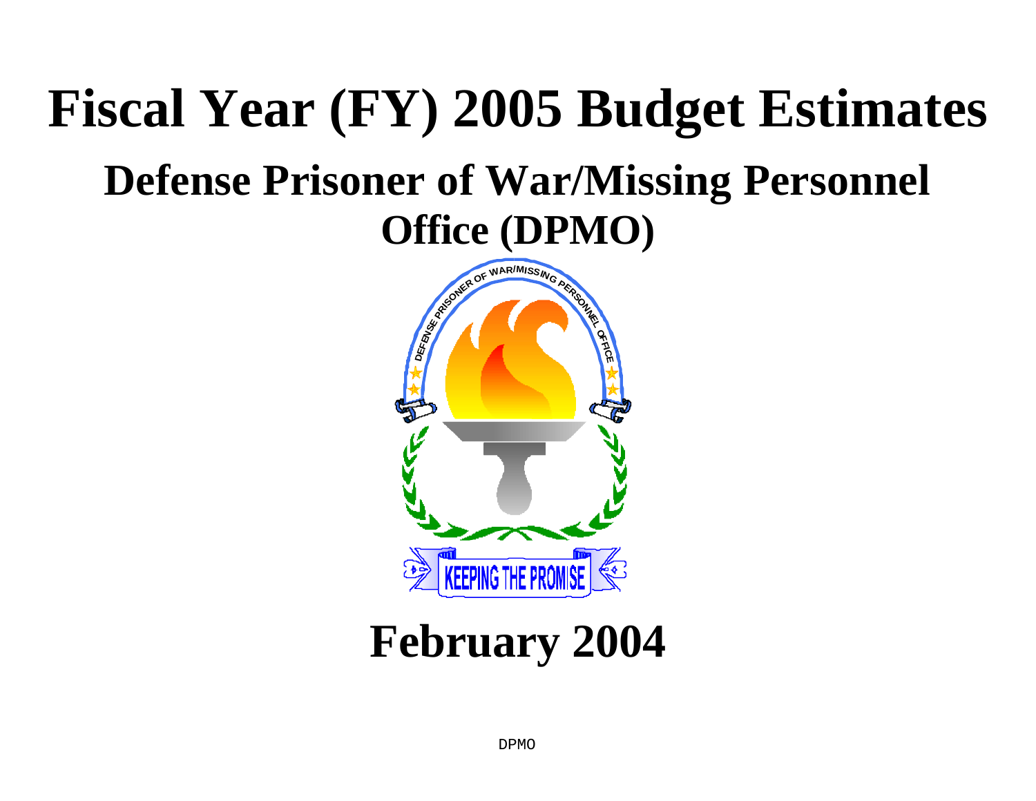# Fiscal Year (FY) 2005 Budget Estimates

## Defense Prisoner of War/Missing Personnel Office (DPMO)

## February 2004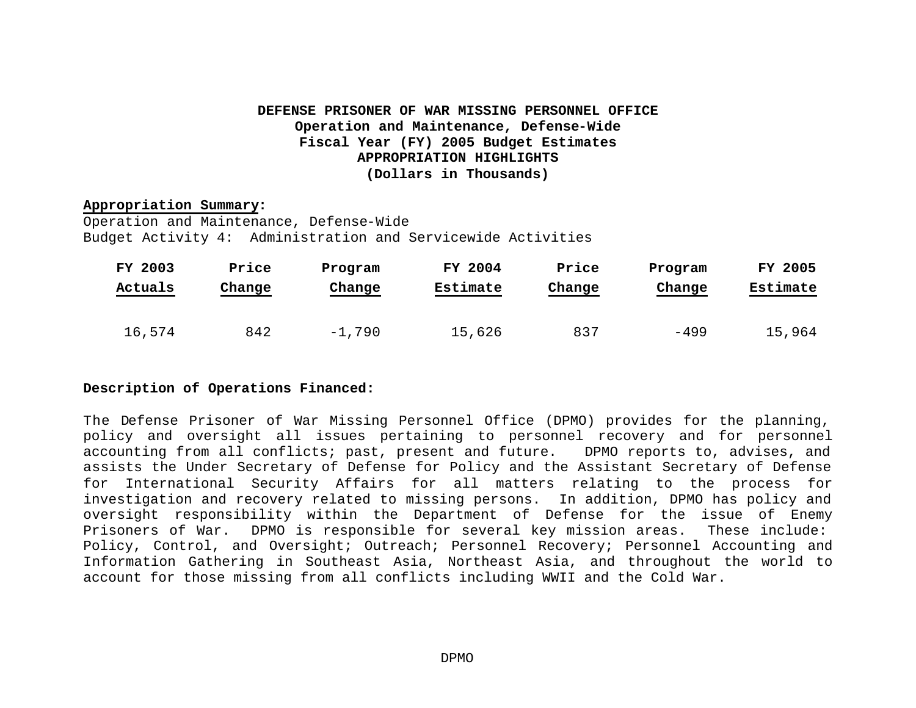**DEFENSE PRISONER OF WAR MISSING PERSONNEL OFFICE**
**Operation and Maintenance, Defense-Wide**
**Fiscal Year (FY) 2005 Budget Estimates**
**APPROPRIATION HIGHLIGHTS**
**(Dollars in Thousands)**

**Appropriation Summary:**
Operation and Maintenance, Defense-Wide
Budget Activity 4: Administration and Servicewide Activities

| FY 2003 Actuals | Price Change | Program Change | FY 2004 Estimate | Price Change | Program Change | FY 2005 Estimate |
|---|---|---|---|---|---|---|
| 16,574 | 842 | -1,790 | 15,626 | 837 | -499 | 15,964 |

**Description of Operations Financed:**

The Defense Prisoner of War Missing Personnel Office (DPMO) provides for the planning, policy and oversight all issues pertaining to personnel recovery and for personnel accounting from all conflicts; past, present and future. DPMO reports to, advises, and assists the Under Secretary of Defense for Policy and the Assistant Secretary of Defense for International Security Affairs for all matters relating to the process for investigation and recovery related to missing persons. In addition, DPMO has policy and oversight responsibility within the Department of Defense for the issue of Enemy Prisoners of War. DPMO is responsible for several key mission areas. These include: Policy, Control, and Oversight; Outreach; Personnel Recovery; Personnel Accounting and Information Gathering in Southeast Asia, Northeast Asia, and throughout the world to account for those missing from all conflicts including WWII and the Cold War.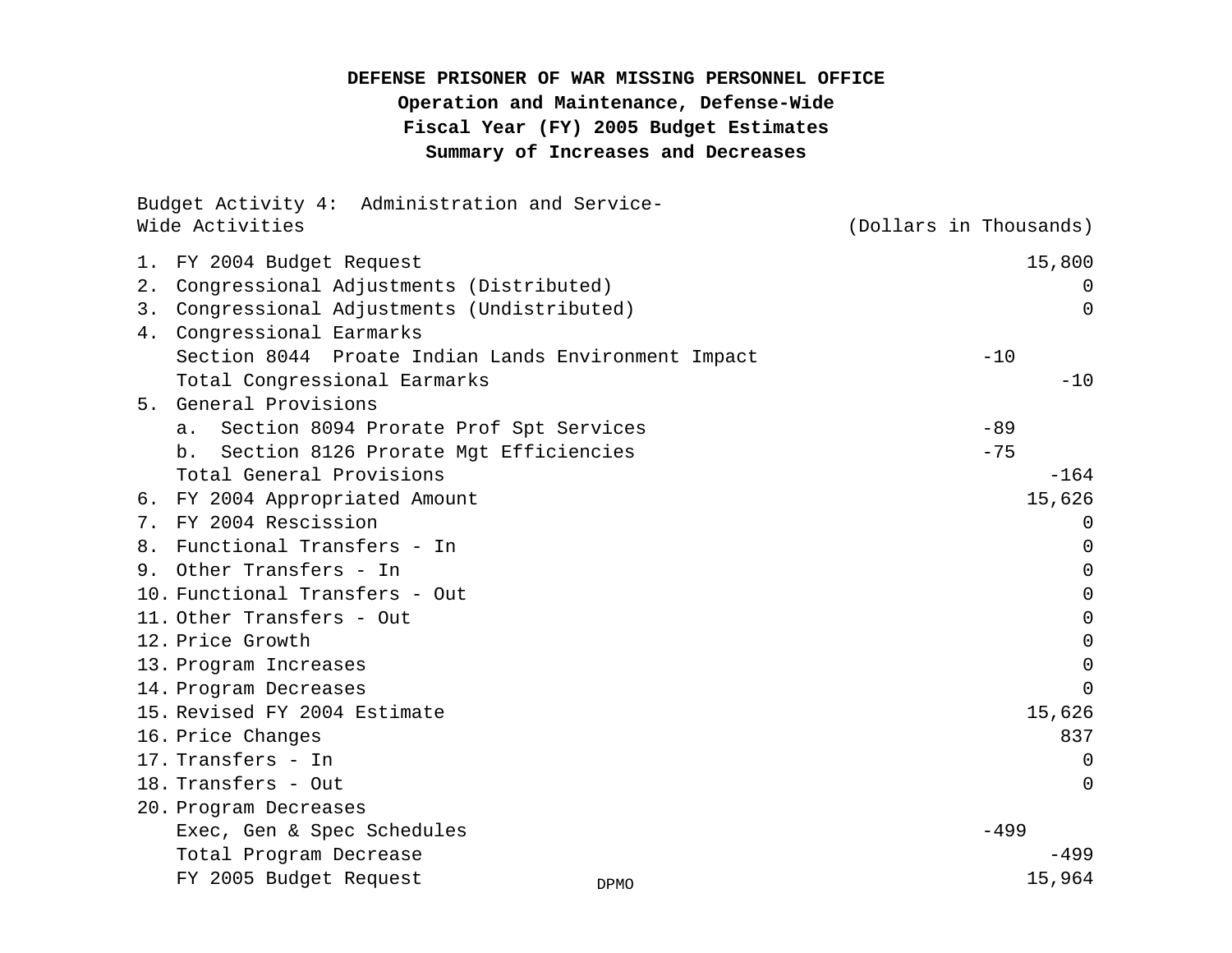**DEFENSE PRISONER OF WAR MISSING PERSONNEL OFFICE**
**Operation and Maintenance, Defense-Wide**
**Fiscal Year (FY) 2005 Budget Estimates**
**Summary of Increases and Decreases**

| Budget Activity 4: Administration and Service-Wide Activities | | (Dollars in Thousands) |
|---|---|---|
| 1. FY 2004 Budget Request | | 15,800 |
| 2. Congressional Adjustments (Distributed) | | 0 |
| 3. Congressional Adjustments (Undistributed) | | 0 |
| 4. Congressional Earmarks | | |
| Section 8044 Proate Indian Lands Environment Impact | -10 | |
| Total Congressional Earmarks | | -10 |
| 5. General Provisions | | |
| a. Section 8094 Prorate Prof Spt Services | -89 | |
| b. Section 8126 Prorate Mgt Efficiencies | -75 | |
| Total General Provisions | | -164 |
| 6. FY 2004 Appropriated Amount | | 15,626 |
| 7. FY 2004 Rescission | | 0 |
| 8. Functional Transfers - In | | 0 |
| 9. Other Transfers - In | | 0 |
| 10. Functional Transfers - Out | | 0 |
| 11. Other Transfers - Out | | 0 |
| 12. Price Growth | | 0 |
| 13. Program Increases | | 0 |
| 14. Program Decreases | | 0 |
| 15. Revised FY 2004 Estimate | | 15,626 |
| 16. Price Changes | | 837 |
| 17. Transfers - In | | 0 |
| 18. Transfers - Out | | 0 |
| 20. Program Decreases | | |
| Exec, Gen & Spec Schedules | -499 | |
| Total Program Decrease | | -499 |
| FY 2005 Budget Request | | 15,964 |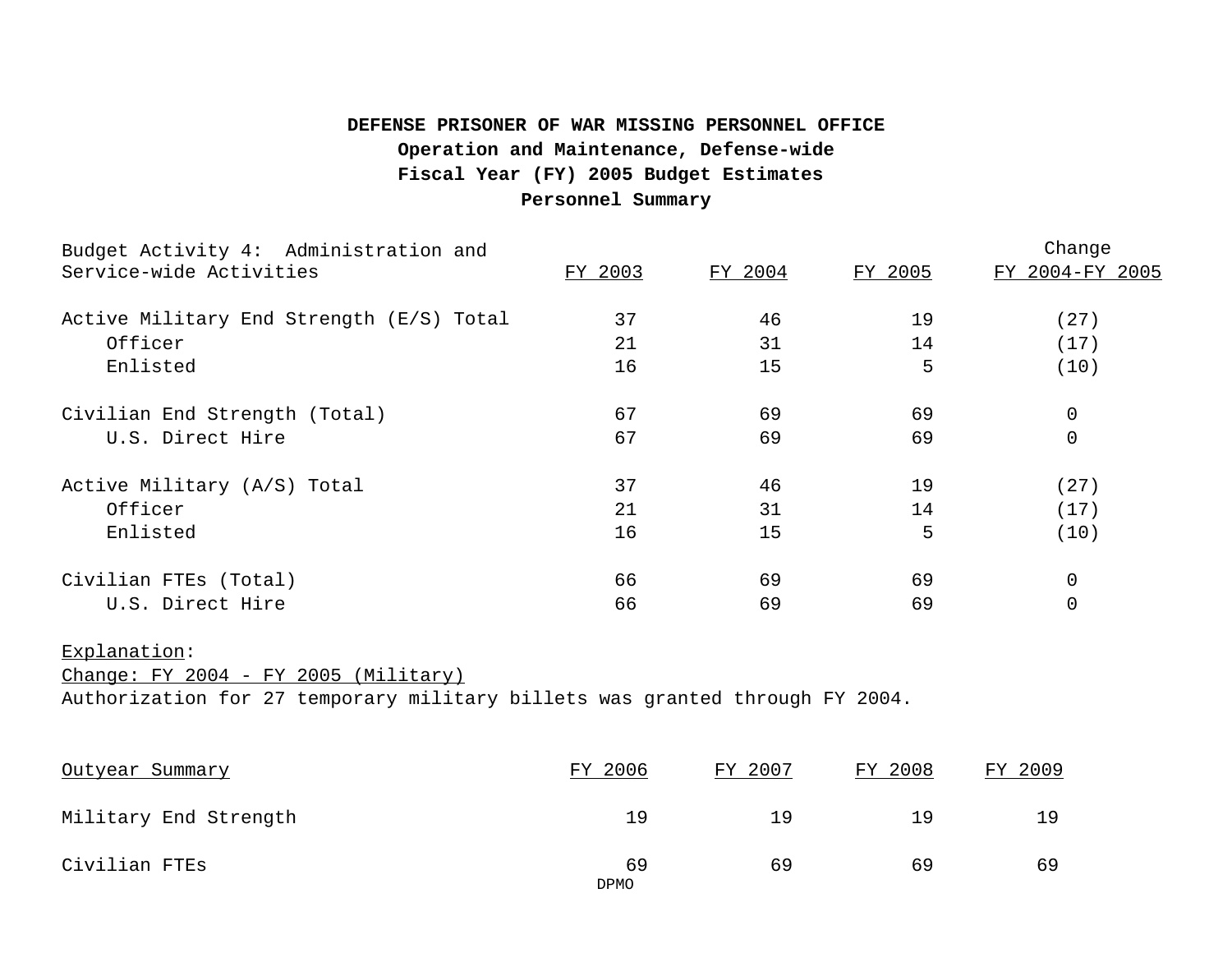**DEFENSE PRISONER OF WAR MISSING PERSONNEL OFFICE**
**Operation and Maintenance, Defense-wide**
**Fiscal Year (FY) 2005 Budget Estimates**
**Personnel Summary**

| Budget Activity 4: Administration and Service-wide Activities | FY 2003 | FY 2004 | FY 2005 | Change FY 2004-FY 2005 |
|---|---|---|---|---|
| Active Military End Strength (E/S) Total | 37 | 46 | 19 | (27) |
| Officer | 21 | 31 | 14 | (17) |
| Enlisted | 16 | 15 | 5 | (10) |
| Civilian End Strength (Total) | 67 | 69 | 69 | 0 |
| U.S. Direct Hire | 67 | 69 | 69 | 0 |
| Active Military (A/S) Total | 37 | 46 | 19 | (27) |
| Officer | 21 | 31 | 14 | (17) |
| Enlisted | 16 | 15 | 5 | (10) |
| Civilian FTEs (Total) | 66 | 69 | 69 | 0 |
| U.S. Direct Hire | 66 | 69 | 69 | 0 |

Explanation:

Change: FY 2004 - FY 2005 (Military)

Authorization for 27 temporary military billets was granted through FY 2004.

| Outyear Summary | FY 2006 | FY 2007 | FY 2008 | FY 2009 |
|---|---|---|---|---|
| Military End Strength | 19 | 19 | 19 | 19 |
| Civilian FTEs | 69 | 69 | 69 | 69 |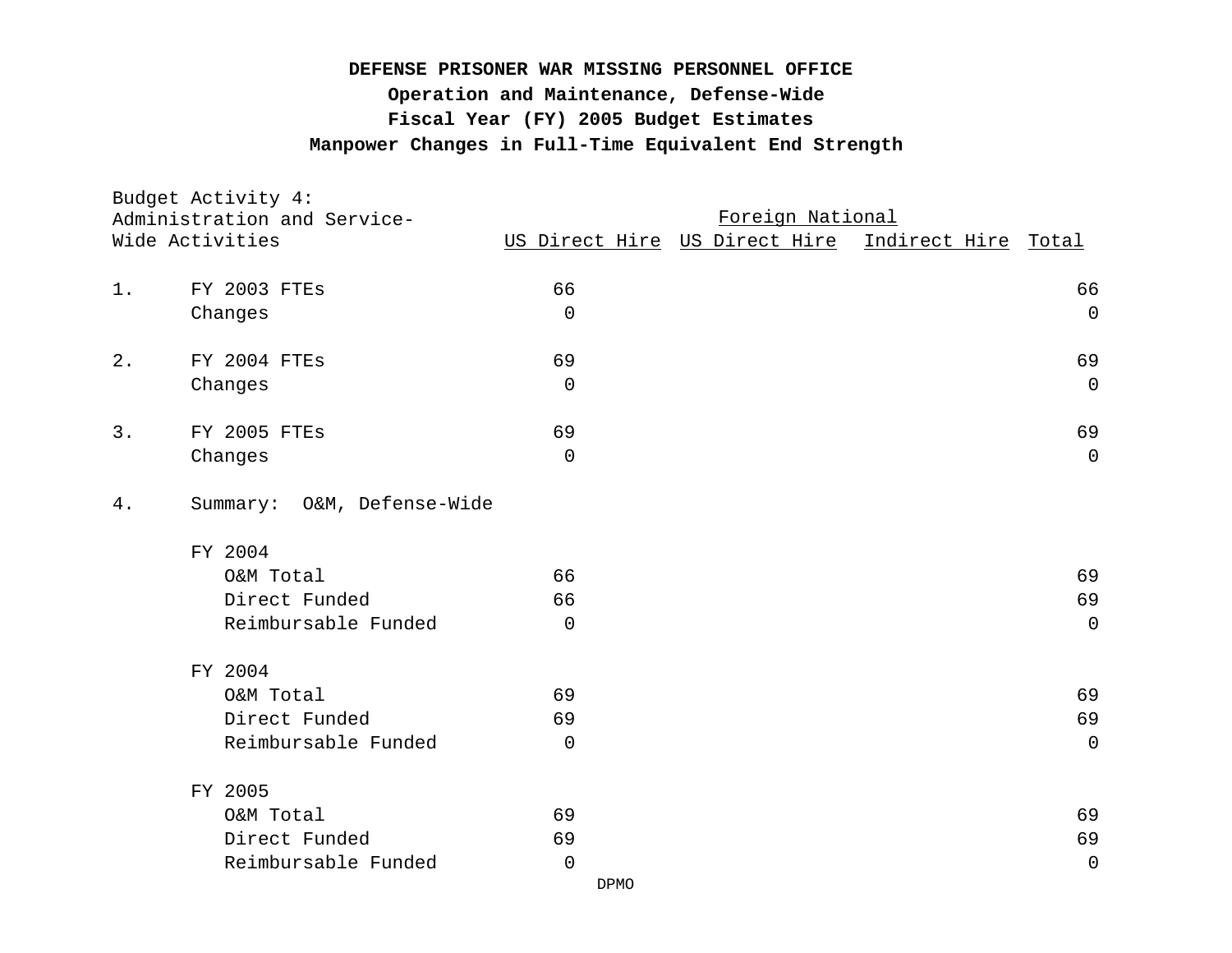**DEFENSE PRISONER WAR MISSING PERSONNEL OFFICE**
**Operation and Maintenance, Defense-Wide**
**Fiscal Year (FY) 2005 Budget Estimates**
**Manpower Changes in Full-Time Equivalent End Strength**

| Budget Activity 4: Administration and Service-Wide Activities | US Direct Hire | Foreign National | | Total |
|---|---|---|---|---|
| | | US Direct Hire | Indirect Hire | |
| 1. FY 2003 FTEs | 66 | | | 66 |
| Changes | 0 | | | 0 |
| 2. FY 2004 FTEs | 69 | | | 69 |
| Changes | 0 | | | 0 |
| 3. FY 2005 FTEs | 69 | | | 69 |
| Changes | 0 | | | 0 |
| 4. Summary: O&M, Defense-Wide | | | | |
| FY 2004 | | | | |
| O&M Total | 66 | | | 69 |
| Direct Funded | 66 | | | 69 |
| Reimbursable Funded | 0 | | | 0 |
| FY 2004 | | | | |
| O&M Total | 69 | | | 69 |
| Direct Funded | 69 | | | 69 |
| Reimbursable Funded | 0 | | | 0 |
| FY 2005 | | | | |
| O&M Total | 69 | | | 69 |
| Direct Funded | 69 | | | 69 |
| Reimbursable Funded | 0 | | | 0 |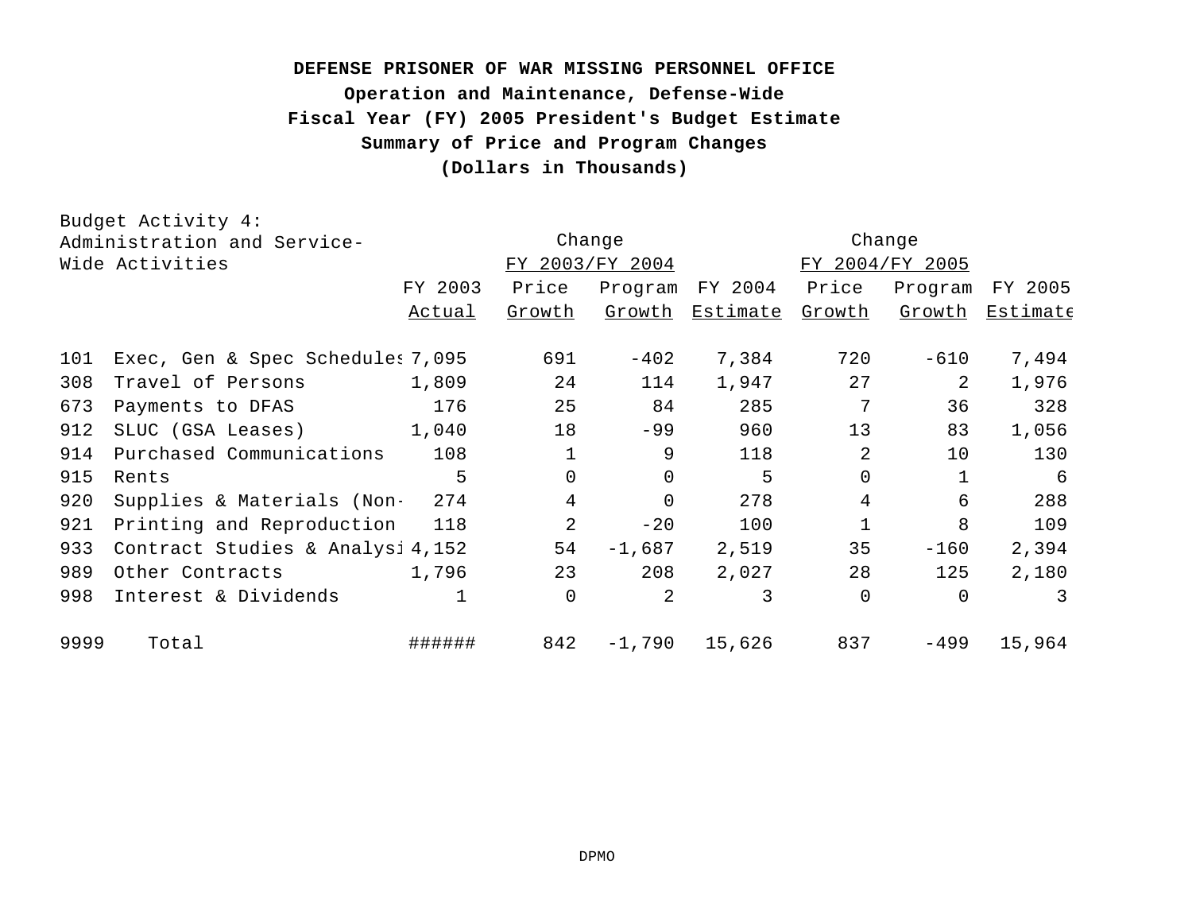**DEFENSE PRISONER OF WAR MISSING PERSONNEL OFFICE**
**Operation and Maintenance, Defense-Wide**
**Fiscal Year (FY) 2005 President's Budget Estimate**
**Summary of Price and Program Changes**
**(Dollars in Thousands)**

| Budget Activity 4: Administration and Service-Wide Activities | | | Change FY 2003/FY 2004 | | | Change FY 2004/FY 2005 | | |
|---|---|---|---|---|---|---|---|---|
| | | FY 2003 Actual | Price Growth | Program Growth | FY 2004 Estimate | Price Growth | Program Growth | FY 2005 Estimate |
| 101 | Exec, Gen & Spec Schedules | 7,095 | 691 | -402 | 7,384 | 720 | -610 | 7,494 |
| 308 | Travel of Persons | 1,809 | 24 | 114 | 1,947 | 27 | 2 | 1,976 |
| 673 | Payments to DFAS | 176 | 25 | 84 | 285 | 7 | 36 | 328 |
| 912 | SLUC (GSA Leases) | 1,040 | 18 | -99 | 960 | 13 | 83 | 1,056 |
| 914 | Purchased Communications | 108 | 1 | 9 | 118 | 2 | 10 | 130 |
| 915 | Rents | 5 | 0 | 0 | 5 | 0 | 1 | 6 |
| 920 | Supplies & Materials (Non- | 274 | 4 | 0 | 278 | 4 | 6 | 288 |
| 921 | Printing and Reproduction | 118 | 2 | -20 | 100 | 1 | 8 | 109 |
| 933 | Contract Studies & Analysi | 4,152 | 54 | -1,687 | 2,519 | 35 | -160 | 2,394 |
| 989 | Other Contracts | 1,796 | 23 | 208 | 2,027 | 28 | 125 | 2,180 |
| 998 | Interest & Dividends | 1 | 0 | 2 | 3 | 0 | 0 | 3 |
| 9999 | Total | ###### | 842 | -1,790 | 15,626 | 837 | -499 | 15,964 |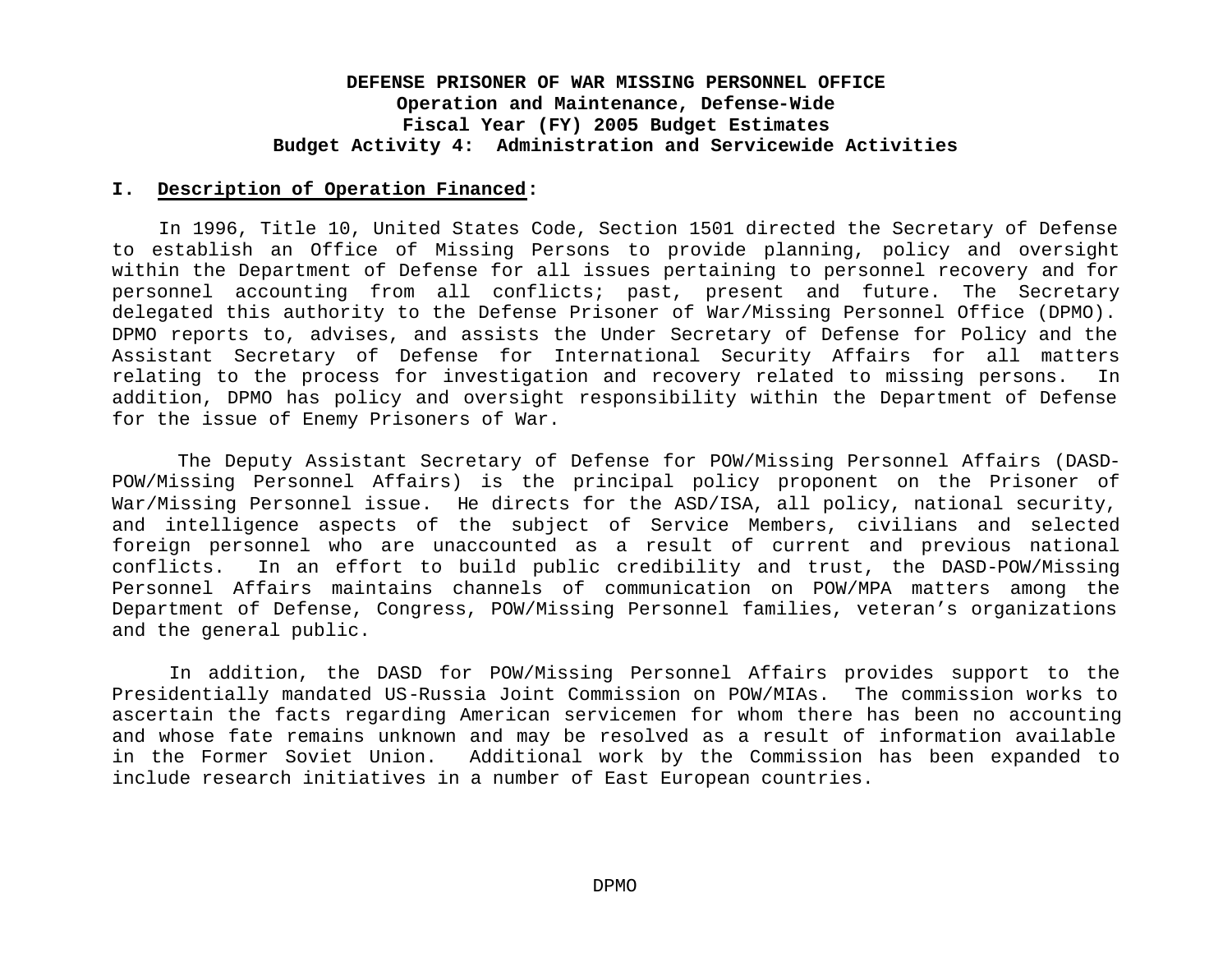**DEFENSE PRISONER OF WAR MISSING PERSONNEL OFFICE**
**Operation and Maintenance, Defense-Wide**
**Fiscal Year (FY) 2005 Budget Estimates**
**Budget Activity 4: Administration and Servicewide Activities**

## I. Description of Operation Financed:

In 1996, Title 10, United States Code, Section 1501 directed the Secretary of Defense to establish an Office of Missing Persons to provide planning, policy and oversight within the Department of Defense for all issues pertaining to personnel recovery and for personnel accounting from all conflicts; past, present and future. The Secretary delegated this authority to the Defense Prisoner of War/Missing Personnel Office (DPMO). DPMO reports to, advises, and assists the Under Secretary of Defense for Policy and the Assistant Secretary of Defense for International Security Affairs for all matters relating to the process for investigation and recovery related to missing persons. In addition, DPMO has policy and oversight responsibility within the Department of Defense for the issue of Enemy Prisoners of War.

The Deputy Assistant Secretary of Defense for POW/Missing Personnel Affairs (DASD-POW/Missing Personnel Affairs) is the principal policy proponent on the Prisoner of War/Missing Personnel issue. He directs for the ASD/ISA, all policy, national security, and intelligence aspects of the subject of Service Members, civilians and selected foreign personnel who are unaccounted as a result of current and previous national conflicts. In an effort to build public credibility and trust, the DASD-POW/Missing Personnel Affairs maintains channels of communication on POW/MPA matters among the Department of Defense, Congress, POW/Missing Personnel families, veteran's organizations and the general public.

In addition, the DASD for POW/Missing Personnel Affairs provides support to the Presidentially mandated US-Russia Joint Commission on POW/MIAs. The commission works to ascertain the facts regarding American servicemen for whom there has been no accounting and whose fate remains unknown and may be resolved as a result of information available in the Former Soviet Union. Additional work by the Commission has been expanded to include research initiatives in a number of East European countries.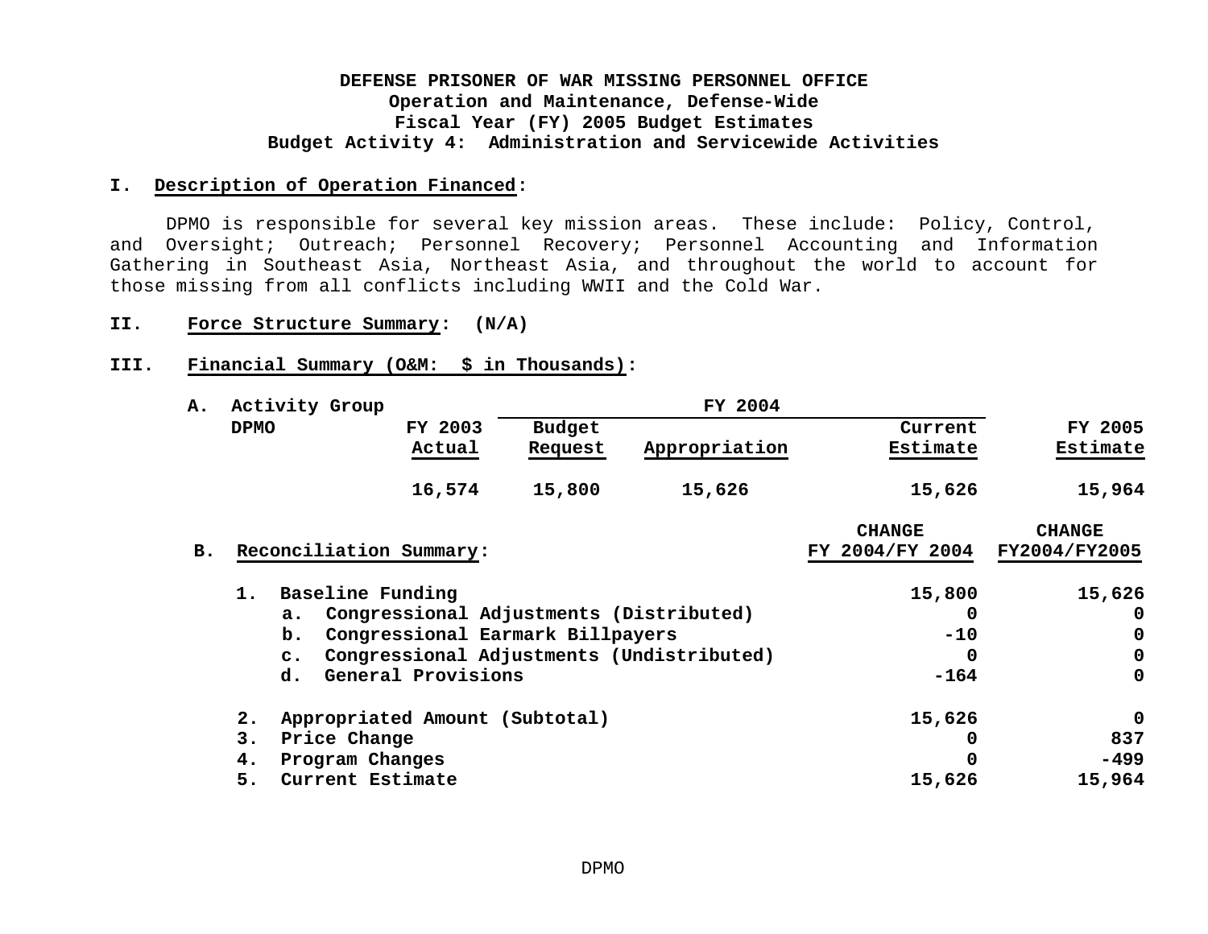**DEFENSE PRISONER OF WAR MISSING PERSONNEL OFFICE**
**Operation and Maintenance, Defense-Wide**
**Fiscal Year (FY) 2005 Budget Estimates**
**Budget Activity 4: Administration and Servicewide Activities**

**I. Description of Operation Financed:**

DPMO is responsible for several key mission areas. These include: Policy, Control, and Oversight; Outreach; Personnel Recovery; Personnel Accounting and Information Gathering in Southeast Asia, Northeast Asia, and throughout the world to account for those missing from all conflicts including WWII and the Cold War.

**II. Force Structure Summary: (N/A)**

**III. Financial Summary (O&M: $ in Thousands):**

**A. Activity Group**

| DPMO | FY 2003 Actual | FY 2004 Budget Request | FY 2004 Appropriation | FY 2004 Current Estimate | FY 2005 Estimate |
|---|---|---|---|---|---|
| | 16,574 | 15,800 | 15,626 | 15,626 | 15,964 |

**B. Reconciliation Summary:**

| | CHANGE FY 2004/FY 2004 | CHANGE FY2004/FY2005 |
|---|---|---|
| 1. Baseline Funding | 15,800 | 15,626 |
| a. Congressional Adjustments (Distributed) | 0 | 0 |
| b. Congressional Earmark Billpayers | -10 | 0 |
| c. Congressional Adjustments (Undistributed) | 0 | 0 |
| d. General Provisions | -164 | 0 |
| 2. Appropriated Amount (Subtotal) | 15,626 | 0 |
| 3. Price Change | 0 | 837 |
| 4. Program Changes | 0 | -499 |
| 5. Current Estimate | 15,626 | 15,964 |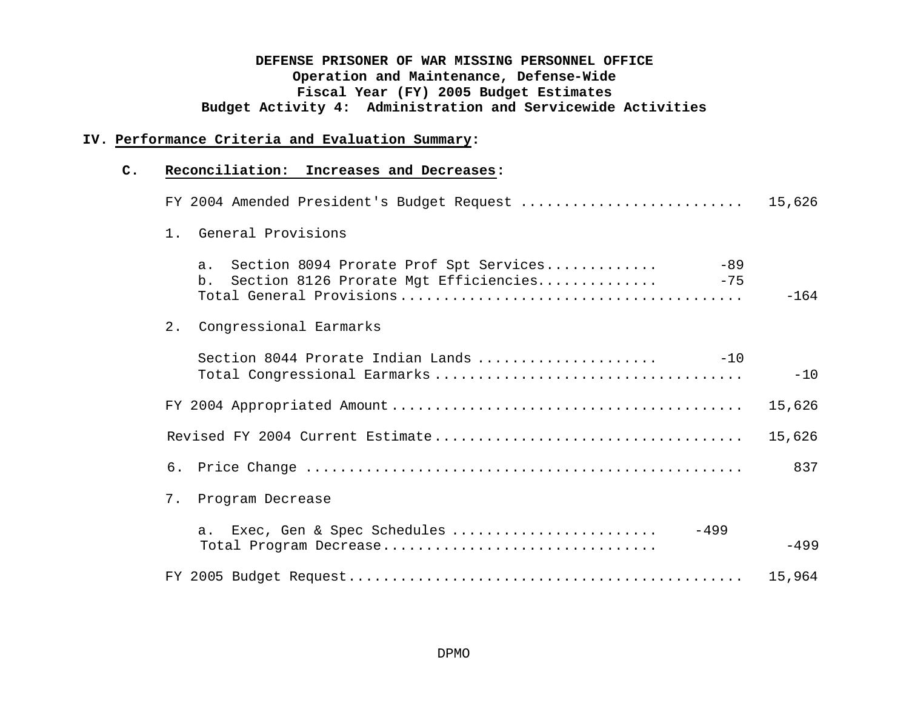**DEFENSE PRISONER OF WAR MISSING PERSONNEL OFFICE**
**Operation and Maintenance, Defense-Wide**
**Fiscal Year (FY) 2005 Budget Estimates**
**Budget Activity 4: Administration and Servicewide Activities**

## IV. Performance Criteria and Evaluation Summary:

### C. Reconciliation: Increases and Decreases:

| | | |
|---|---|---|
| FY 2004 Amended President's Budget Request | | 15,626 |
| 1. General Provisions | | |
| a. Section 8094 Prorate Prof Spt Services | -89 | |
| b. Section 8126 Prorate Mgt Efficiencies | -75 | |
| Total General Provisions | | -164 |
| 2. Congressional Earmarks | | |
| Section 8044 Prorate Indian Lands | -10 | |
| Total Congressional Earmarks | | -10 |
| FY 2004 Appropriated Amount | | 15,626 |
| Revised FY 2004 Current Estimate | | 15,626 |
| 6. Price Change | | 837 |
| 7. Program Decrease | | |
| a. Exec, Gen & Spec Schedules | -499 | |
| Total Program Decrease | | -499 |
| FY 2005 Budget Request | | 15,964 |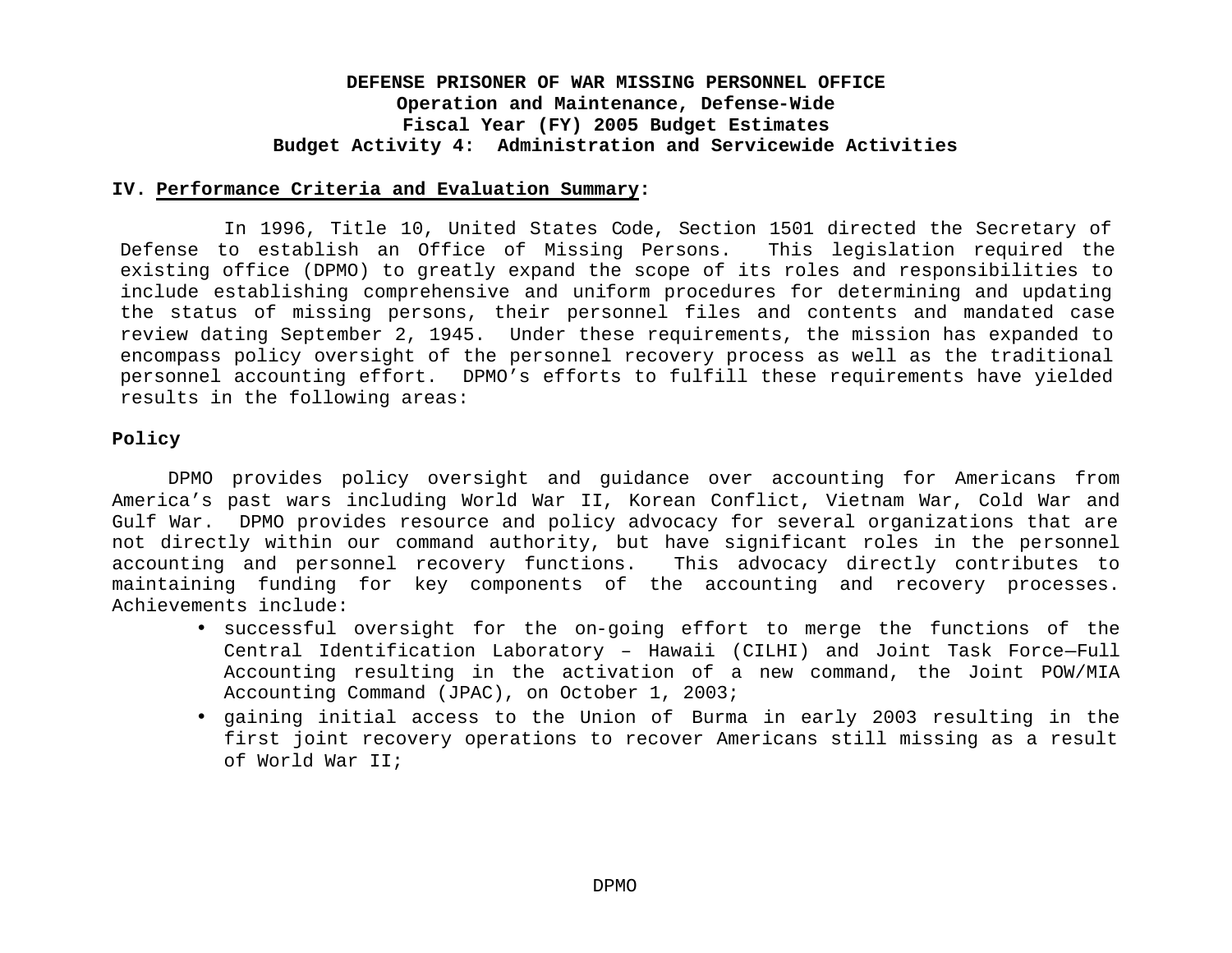**DEFENSE PRISONER OF WAR MISSING PERSONNEL OFFICE**
**Operation and Maintenance, Defense-Wide**
**Fiscal Year (FY) 2005 Budget Estimates**
**Budget Activity 4: Administration and Servicewide Activities**

## IV. Performance Criteria and Evaluation Summary:

In 1996, Title 10, United States Code, Section 1501 directed the Secretary of Defense to establish an Office of Missing Persons. This legislation required the existing office (DPMO) to greatly expand the scope of its roles and responsibilities to include establishing comprehensive and uniform procedures for determining and updating the status of missing persons, their personnel files and contents and mandated case review dating September 2, 1945. Under these requirements, the mission has expanded to encompass policy oversight of the personnel recovery process as well as the traditional personnel accounting effort. DPMO's efforts to fulfill these requirements have yielded results in the following areas:

**Policy**

DPMO provides policy oversight and guidance over accounting for Americans from America's past wars including World War II, Korean Conflict, Vietnam War, Cold War and Gulf War. DPMO provides resource and policy advocacy for several organizations that are not directly within our command authority, but have significant roles in the personnel accounting and personnel recovery functions. This advocacy directly contributes to maintaining funding for key components of the accounting and recovery processes. Achievements include:

- successful oversight for the on-going effort to merge the functions of the Central Identification Laboratory – Hawaii (CILHI) and Joint Task Force—Full Accounting resulting in the activation of a new command, the Joint POW/MIA Accounting Command (JPAC), on October 1, 2003;
- gaining initial access to the Union of Burma in early 2003 resulting in the first joint recovery operations to recover Americans still missing as a result of World War II;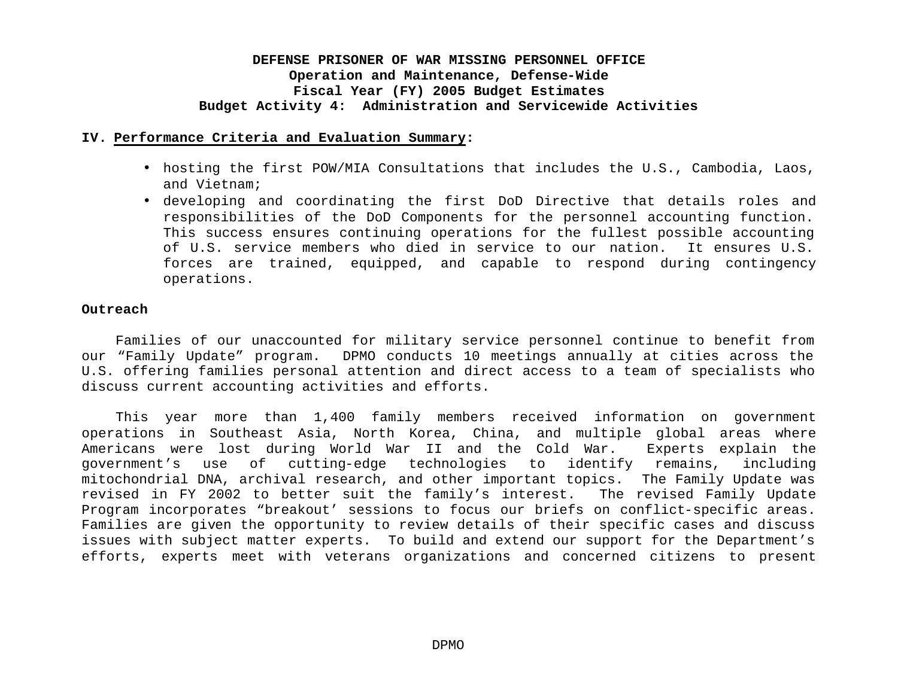**DEFENSE PRISONER OF WAR MISSING PERSONNEL OFFICE**
**Operation and Maintenance, Defense-Wide**
**Fiscal Year (FY) 2005 Budget Estimates**
**Budget Activity 4: Administration and Servicewide Activities**

**IV. Performance Criteria and Evaluation Summary:**

- hosting the first POW/MIA Consultations that includes the U.S., Cambodia, Laos, and Vietnam;
- developing and coordinating the first DoD Directive that details roles and responsibilities of the DoD Components for the personnel accounting function. This success ensures continuing operations for the fullest possible accounting of U.S. service members who died in service to our nation. It ensures U.S. forces are trained, equipped, and capable to respond during contingency operations.

**Outreach**

Families of our unaccounted for military service personnel continue to benefit from our “Family Update” program. DPMO conducts 10 meetings annually at cities across the U.S. offering families personal attention and direct access to a team of specialists who discuss current accounting activities and efforts.

This year more than 1,400 family members received information on government operations in Southeast Asia, North Korea, China, and multiple global areas where Americans were lost during World War II and the Cold War. Experts explain the government’s use of cutting-edge technologies to identify remains, including mitochondrial DNA, archival research, and other important topics. The Family Update was revised in FY 2002 to better suit the family’s interest. The revised Family Update Program incorporates “breakout’ sessions to focus our briefs on conflict-specific areas. Families are given the opportunity to review details of their specific cases and discuss issues with subject matter experts. To build and extend our support for the Department’s efforts, experts meet with veterans organizations and concerned citizens to present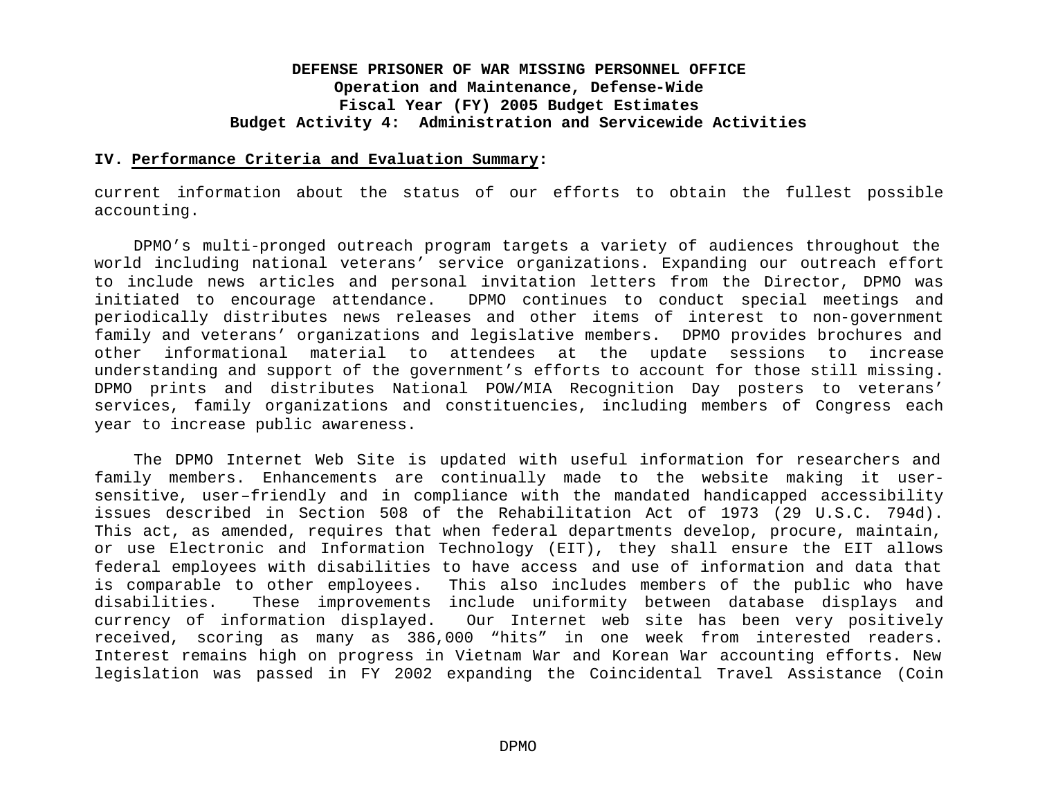**DEFENSE PRISONER OF WAR MISSING PERSONNEL OFFICE**
**Operation and Maintenance, Defense-Wide**
**Fiscal Year (FY) 2005 Budget Estimates**
**Budget Activity 4: Administration and Servicewide Activities**

**IV. Performance Criteria and Evaluation Summary:**

current information about the status of our efforts to obtain the fullest possible accounting.

DPMO's multi-pronged outreach program targets a variety of audiences throughout the world including national veterans' service organizations. Expanding our outreach effort to include news articles and personal invitation letters from the Director, DPMO was initiated to encourage attendance. DPMO continues to conduct special meetings and periodically distributes news releases and other items of interest to non-government family and veterans' organizations and legislative members. DPMO provides brochures and other informational material to attendees at the update sessions to increase understanding and support of the government's efforts to account for those still missing. DPMO prints and distributes National POW/MIA Recognition Day posters to veterans' services, family organizations and constituencies, including members of Congress each year to increase public awareness.

The DPMO Internet Web Site is updated with useful information for researchers and family members. Enhancements are continually made to the website making it user-sensitive, user–friendly and in compliance with the mandated handicapped accessibility issues described in Section 508 of the Rehabilitation Act of 1973 (29 U.S.C. 794d). This act, as amended, requires that when federal departments develop, procure, maintain, or use Electronic and Information Technology (EIT), they shall ensure the EIT allows federal employees with disabilities to have access and use of information and data that is comparable to other employees. This also includes members of the public who have disabilities. These improvements include uniformity between database displays and currency of information displayed. Our Internet web site has been very positively received, scoring as many as 386,000 "hits" in one week from interested readers. Interest remains high on progress in Vietnam War and Korean War accounting efforts. New legislation was passed in FY 2002 expanding the Coincidental Travel Assistance (Coin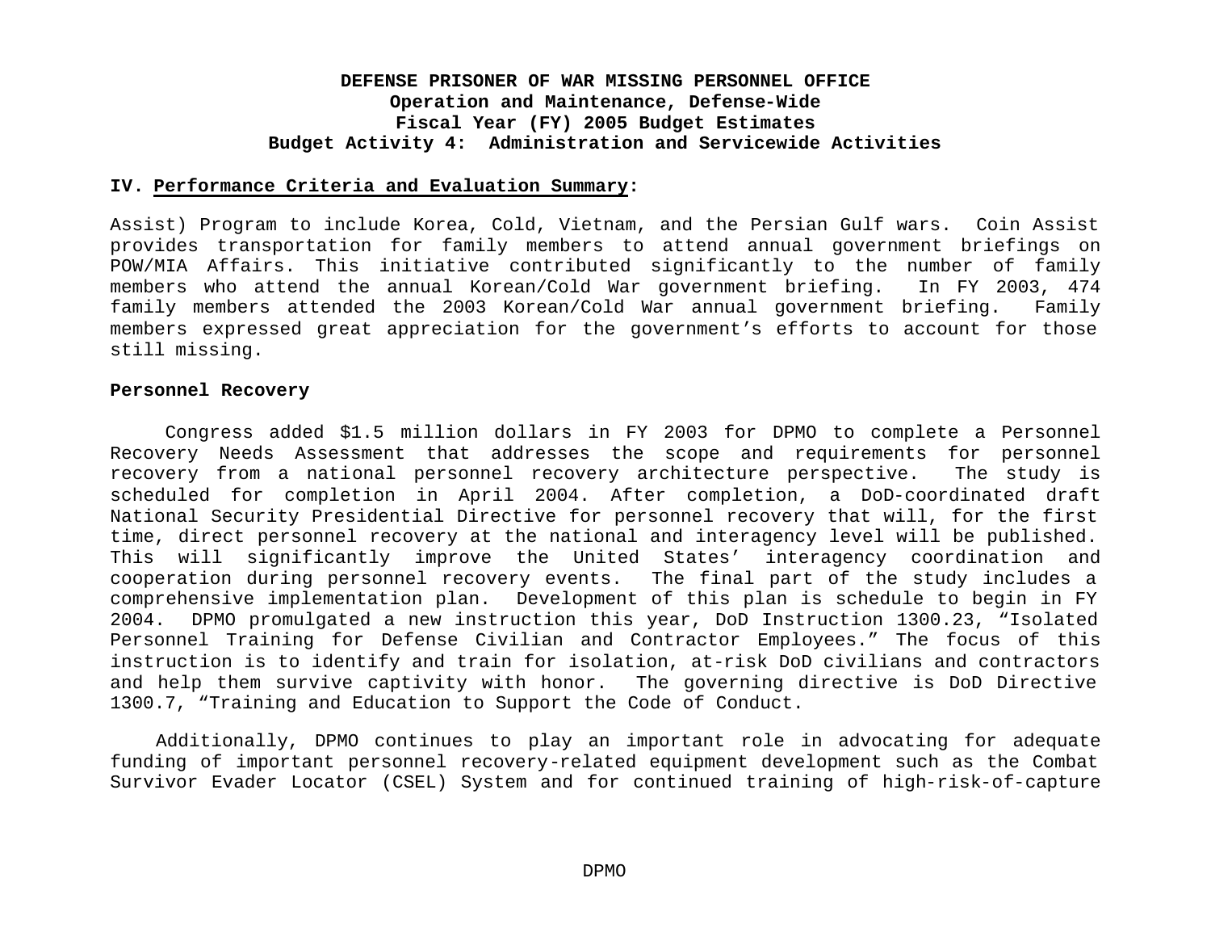**DEFENSE PRISONER OF WAR MISSING PERSONNEL OFFICE**
**Operation and Maintenance, Defense-Wide**
**Fiscal Year (FY) 2005 Budget Estimates**
**Budget Activity 4: Administration and Servicewide Activities**

**IV. Performance Criteria and Evaluation Summary:**

Assist) Program to include Korea, Cold, Vietnam, and the Persian Gulf wars. Coin Assist provides transportation for family members to attend annual government briefings on POW/MIA Affairs. This initiative contributed significantly to the number of family members who attend the annual Korean/Cold War government briefing. In FY 2003, 474 family members attended the 2003 Korean/Cold War annual government briefing. Family members expressed great appreciation for the government's efforts to account for those still missing.

**Personnel Recovery**

Congress added $1.5 million dollars in FY 2003 for DPMO to complete a Personnel Recovery Needs Assessment that addresses the scope and requirements for personnel recovery from a national personnel recovery architecture perspective. The study is scheduled for completion in April 2004. After completion, a DoD-coordinated draft National Security Presidential Directive for personnel recovery that will, for the first time, direct personnel recovery at the national and interagency level will be published. This will significantly improve the United States' interagency coordination and cooperation during personnel recovery events. The final part of the study includes a comprehensive implementation plan. Development of this plan is schedule to begin in FY 2004. DPMO promulgated a new instruction this year, DoD Instruction 1300.23, "Isolated Personnel Training for Defense Civilian and Contractor Employees." The focus of this instruction is to identify and train for isolation, at-risk DoD civilians and contractors and help them survive captivity with honor. The governing directive is DoD Directive 1300.7, "Training and Education to Support the Code of Conduct.

Additionally, DPMO continues to play an important role in advocating for adequate funding of important personnel recovery-related equipment development such as the Combat Survivor Evader Locator (CSEL) System and for continued training of high-risk-of-capture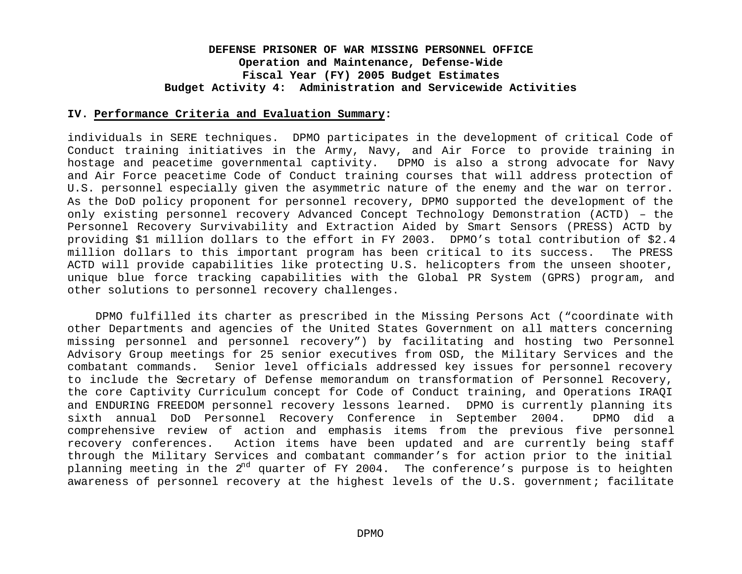**DEFENSE PRISONER OF WAR MISSING PERSONNEL OFFICE**
**Operation and Maintenance, Defense-Wide**
**Fiscal Year (FY) 2005 Budget Estimates**
**Budget Activity 4: Administration and Servicewide Activities**

**IV. Performance Criteria and Evaluation Summary:**

individuals in SERE techniques. DPMO participates in the development of critical Code of Conduct training initiatives in the Army, Navy, and Air Force to provide training in hostage and peacetime governmental captivity. DPMO is also a strong advocate for Navy and Air Force peacetime Code of Conduct training courses that will address protection of U.S. personnel especially given the asymmetric nature of the enemy and the war on terror. As the DoD policy proponent for personnel recovery, DPMO supported the development of the only existing personnel recovery Advanced Concept Technology Demonstration (ACTD) – the Personnel Recovery Survivability and Extraction Aided by Smart Sensors (PRESS) ACTD by providing $1 million dollars to the effort in FY 2003. DPMO's total contribution of $2.4 million dollars to this important program has been critical to its success. The PRESS ACTD will provide capabilities like protecting U.S. helicopters from the unseen shooter, unique blue force tracking capabilities with the Global PR System (GPRS) program, and other solutions to personnel recovery challenges.

DPMO fulfilled its charter as prescribed in the Missing Persons Act ("coordinate with other Departments and agencies of the United States Government on all matters concerning missing personnel and personnel recovery") by facilitating and hosting two Personnel Advisory Group meetings for 25 senior executives from OSD, the Military Services and the combatant commands. Senior level officials addressed key issues for personnel recovery to include the Secretary of Defense memorandum on transformation of Personnel Recovery, the core Captivity Curriculum concept for Code of Conduct training, and Operations IRAQI and ENDURING FREEDOM personnel recovery lessons learned. DPMO is currently planning its sixth annual DoD Personnel Recovery Conference in September 2004. DPMO did a comprehensive review of action and emphasis items from the previous five personnel recovery conferences. Action items have been updated and are currently being staff through the Military Services and combatant commander's for action prior to the initial planning meeting in the 2nd quarter of FY 2004. The conference's purpose is to heighten awareness of personnel recovery at the highest levels of the U.S. government; facilitate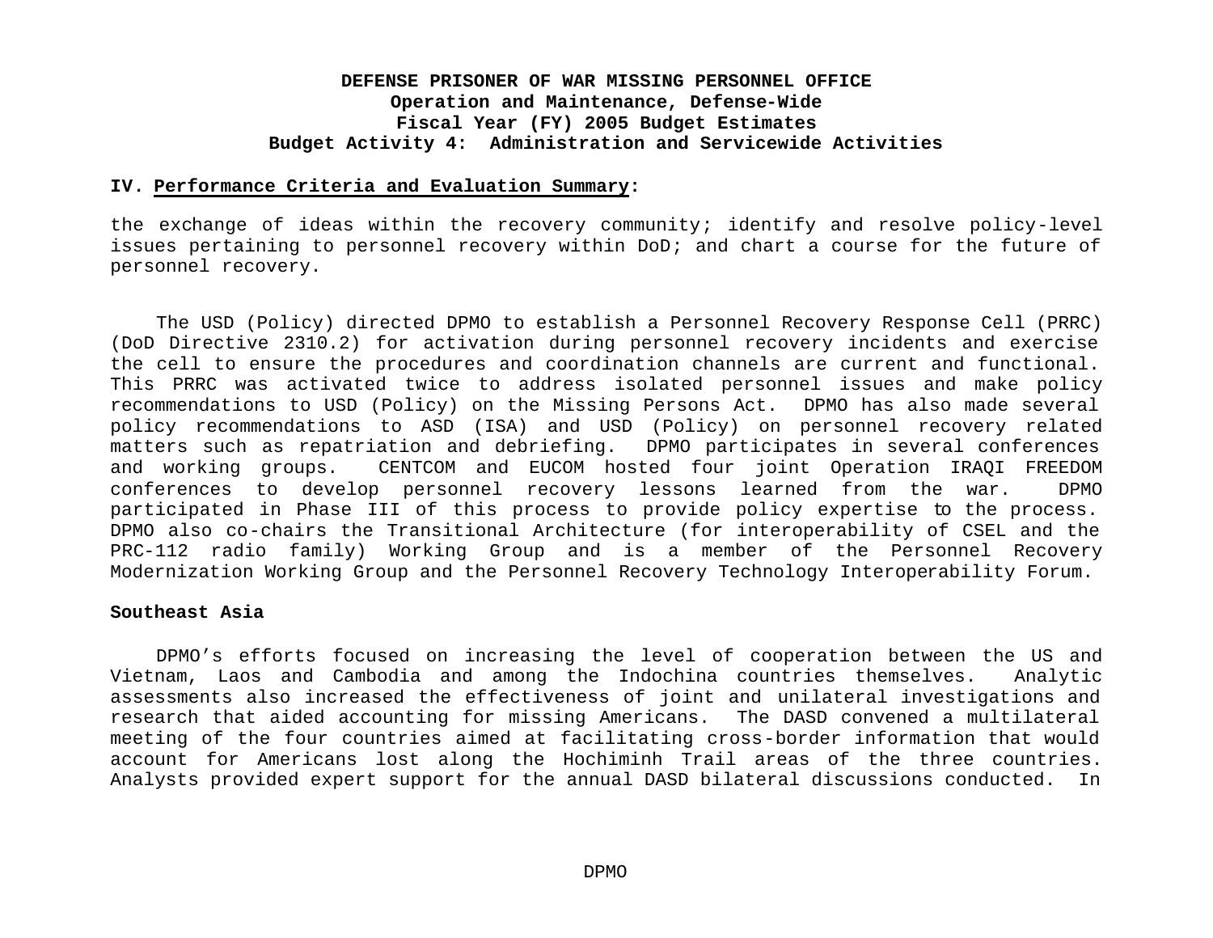**DEFENSE PRISONER OF WAR MISSING PERSONNEL OFFICE**
**Operation and Maintenance, Defense-Wide**
**Fiscal Year (FY) 2005 Budget Estimates**
**Budget Activity 4: Administration and Servicewide Activities**

**IV. Performance Criteria and Evaluation Summary:**

the exchange of ideas within the recovery community; identify and resolve policy-level issues pertaining to personnel recovery within DoD; and chart a course for the future of personnel recovery.

The USD (Policy) directed DPMO to establish a Personnel Recovery Response Cell (PRRC) (DoD Directive 2310.2) for activation during personnel recovery incidents and exercise the cell to ensure the procedures and coordination channels are current and functional. This PRRC was activated twice to address isolated personnel issues and make policy recommendations to USD (Policy) on the Missing Persons Act. DPMO has also made several policy recommendations to ASD (ISA) and USD (Policy) on personnel recovery related matters such as repatriation and debriefing. DPMO participates in several conferences and working groups. CENTCOM and EUCOM hosted four joint Operation IRAQI FREEDOM conferences to develop personnel recovery lessons learned from the war. DPMO participated in Phase III of this process to provide policy expertise to the process. DPMO also co-chairs the Transitional Architecture (for interoperability of CSEL and the PRC-112 radio family) Working Group and is a member of the Personnel Recovery Modernization Working Group and the Personnel Recovery Technology Interoperability Forum.

**Southeast Asia**

DPMO's efforts focused on increasing the level of cooperation between the US and Vietnam, Laos and Cambodia and among the Indochina countries themselves. Analytic assessments also increased the effectiveness of joint and unilateral investigations and research that aided accounting for missing Americans. The DASD convened a multilateral meeting of the four countries aimed at facilitating cross-border information that would account for Americans lost along the Hochiminh Trail areas of the three countries. Analysts provided expert support for the annual DASD bilateral discussions conducted. In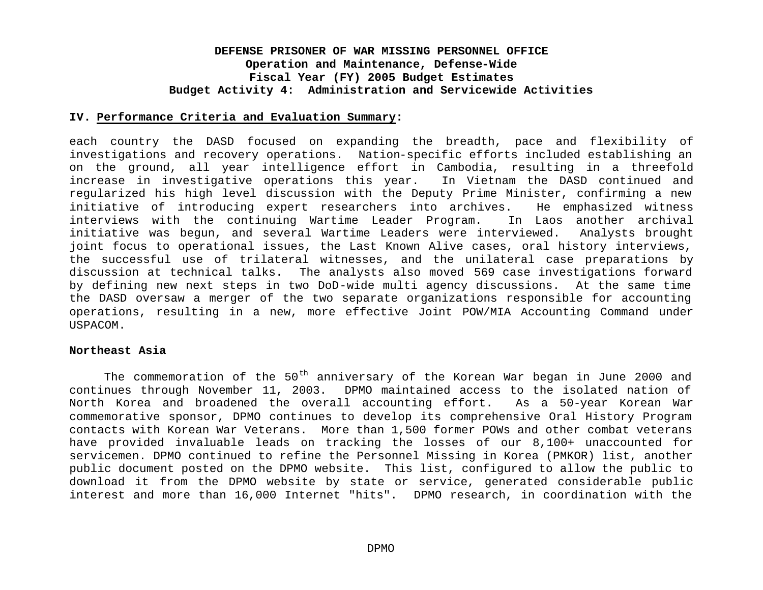**DEFENSE PRISONER OF WAR MISSING PERSONNEL OFFICE**
**Operation and Maintenance, Defense-Wide**
**Fiscal Year (FY) 2005 Budget Estimates**
**Budget Activity 4: Administration and Servicewide Activities**

**IV. Performance Criteria and Evaluation Summary:**

each country the DASD focused on expanding the breadth, pace and flexibility of investigations and recovery operations. Nation-specific efforts included establishing an on the ground, all year intelligence effort in Cambodia, resulting in a threefold increase in investigative operations this year. In Vietnam the DASD continued and regularized his high level discussion with the Deputy Prime Minister, confirming a new initiative of introducing expert researchers into archives. He emphasized witness interviews with the continuing Wartime Leader Program. In Laos another archival initiative was begun, and several Wartime Leaders were interviewed. Analysts brought joint focus to operational issues, the Last Known Alive cases, oral history interviews, the successful use of trilateral witnesses, and the unilateral case preparations by discussion at technical talks. The analysts also moved 569 case investigations forward by defining new next steps in two DoD-wide multi agency discussions. At the same time the DASD oversaw a merger of the two separate organizations responsible for accounting operations, resulting in a new, more effective Joint POW/MIA Accounting Command under USPACOM.

**Northeast Asia**

The commemoration of the 50th anniversary of the Korean War began in June 2000 and continues through November 11, 2003. DPMO maintained access to the isolated nation of North Korea and broadened the overall accounting effort. As a 50-year Korean War commemorative sponsor, DPMO continues to develop its comprehensive Oral History Program contacts with Korean War Veterans. More than 1,500 former POWs and other combat veterans have provided invaluable leads on tracking the losses of our 8,100+ unaccounted for servicemen. DPMO continued to refine the Personnel Missing in Korea (PMKOR) list, another public document posted on the DPMO website. This list, configured to allow the public to download it from the DPMO website by state or service, generated considerable public interest and more than 16,000 Internet "hits". DPMO research, in coordination with the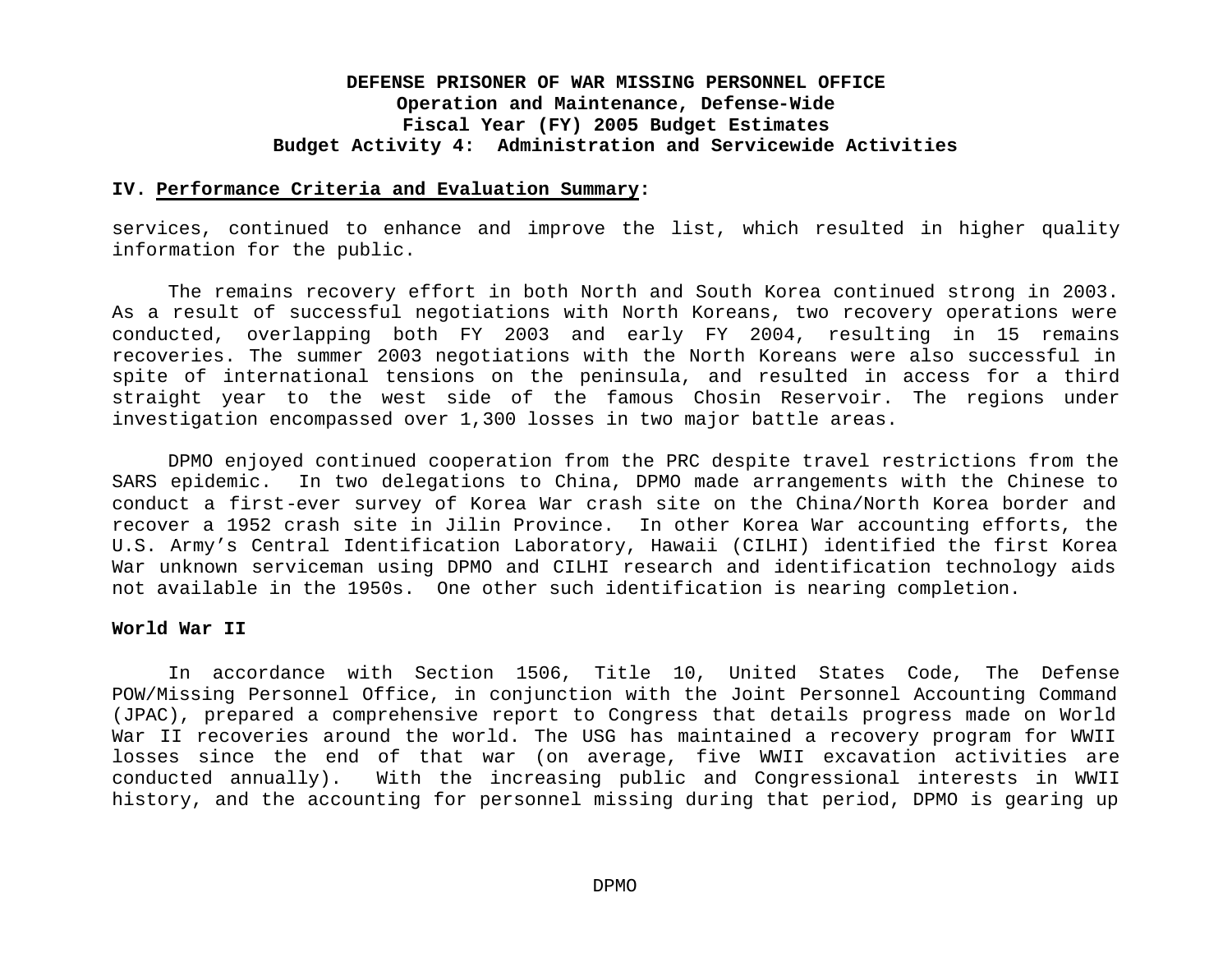**DEFENSE PRISONER OF WAR MISSING PERSONNEL OFFICE**
**Operation and Maintenance, Defense-Wide**
**Fiscal Year (FY) 2005 Budget Estimates**
**Budget Activity 4: Administration and Servicewide Activities**

**IV. Performance Criteria and Evaluation Summary:**

services, continued to enhance and improve the list, which resulted in higher quality information for the public.

The remains recovery effort in both North and South Korea continued strong in 2003. As a result of successful negotiations with North Koreans, two recovery operations were conducted, overlapping both FY 2003 and early FY 2004, resulting in 15 remains recoveries. The summer 2003 negotiations with the North Koreans were also successful in spite of international tensions on the peninsula, and resulted in access for a third straight year to the west side of the famous Chosin Reservoir. The regions under investigation encompassed over 1,300 losses in two major battle areas.

DPMO enjoyed continued cooperation from the PRC despite travel restrictions from the SARS epidemic. In two delegations to China, DPMO made arrangements with the Chinese to conduct a first-ever survey of Korea War crash site on the China/North Korea border and recover a 1952 crash site in Jilin Province. In other Korea War accounting efforts, the U.S. Army's Central Identification Laboratory, Hawaii (CILHI) identified the first Korea War unknown serviceman using DPMO and CILHI research and identification technology aids not available in the 1950s. One other such identification is nearing completion.

**World War II**

In accordance with Section 1506, Title 10, United States Code, The Defense POW/Missing Personnel Office, in conjunction with the Joint Personnel Accounting Command (JPAC), prepared a comprehensive report to Congress that details progress made on World War II recoveries around the world. The USG has maintained a recovery program for WWII losses since the end of that war (on average, five WWII excavation activities are conducted annually). With the increasing public and Congressional interests in WWII history, and the accounting for personnel missing during that period, DPMO is gearing up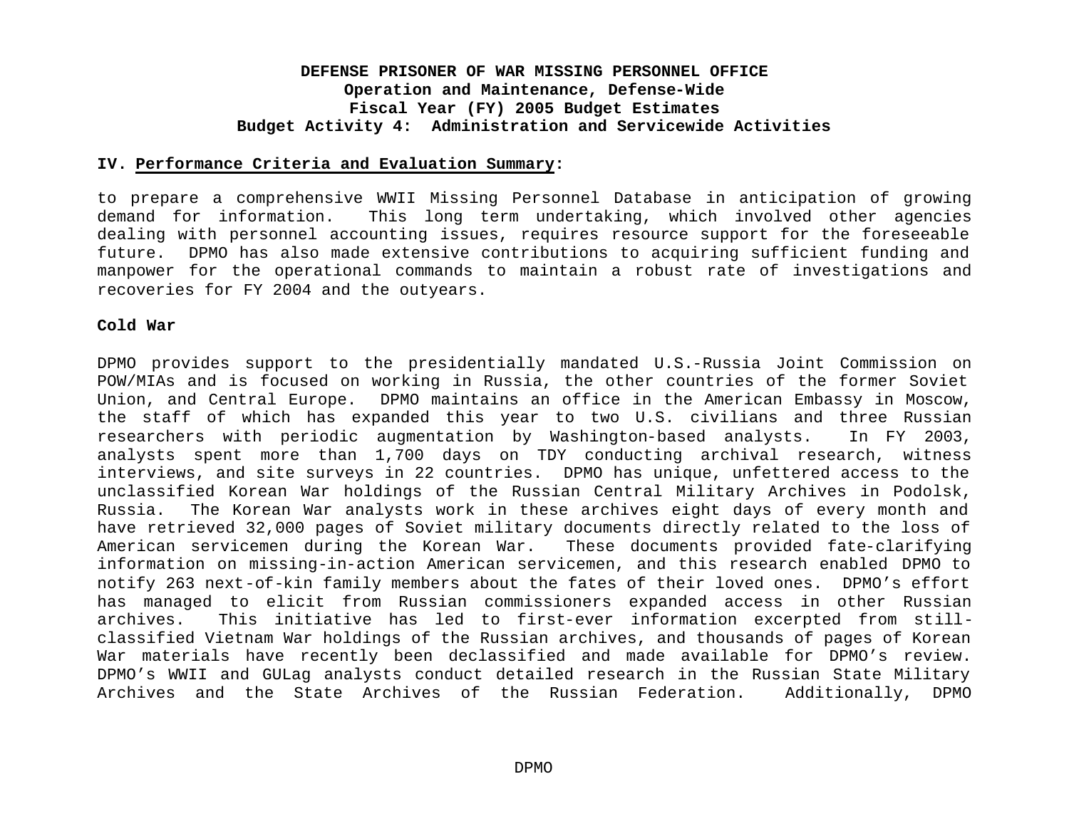**IV. Performance Criteria and Evaluation Summary:**

to prepare a comprehensive WWII Missing Personnel Database in anticipation of growing demand for information. This long term undertaking, which involved other agencies dealing with personnel accounting issues, requires resource support for the foreseeable future. DPMO has also made extensive contributions to acquiring sufficient funding and manpower for the operational commands to maintain a robust rate of investigations and recoveries for FY 2004 and the outyears.

**Cold War**

DPMO provides support to the presidentially mandated U.S.-Russia Joint Commission on POW/MIAs and is focused on working in Russia, the other countries of the former Soviet Union, and Central Europe. DPMO maintains an office in the American Embassy in Moscow, the staff of which has expanded this year to two U.S. civilians and three Russian researchers with periodic augmentation by Washington-based analysts. In FY 2003, analysts spent more than 1,700 days on TDY conducting archival research, witness interviews, and site surveys in 22 countries. DPMO has unique, unfettered access to the unclassified Korean War holdings of the Russian Central Military Archives in Podolsk, Russia. The Korean War analysts work in these archives eight days of every month and have retrieved 32,000 pages of Soviet military documents directly related to the loss of American servicemen during the Korean War. These documents provided fate-clarifying information on missing-in-action American servicemen, and this research enabled DPMO to notify 263 next-of-kin family members about the fates of their loved ones. DPMO's effort has managed to elicit from Russian commissioners expanded access in other Russian archives. This initiative has led to first-ever information excerpted from still-classified Vietnam War holdings of the Russian archives, and thousands of pages of Korean War materials have recently been declassified and made available for DPMO's review. DPMO's WWII and GULag analysts conduct detailed research in the Russian State Military Archives and the State Archives of the Russian Federation. Additionally, DPMO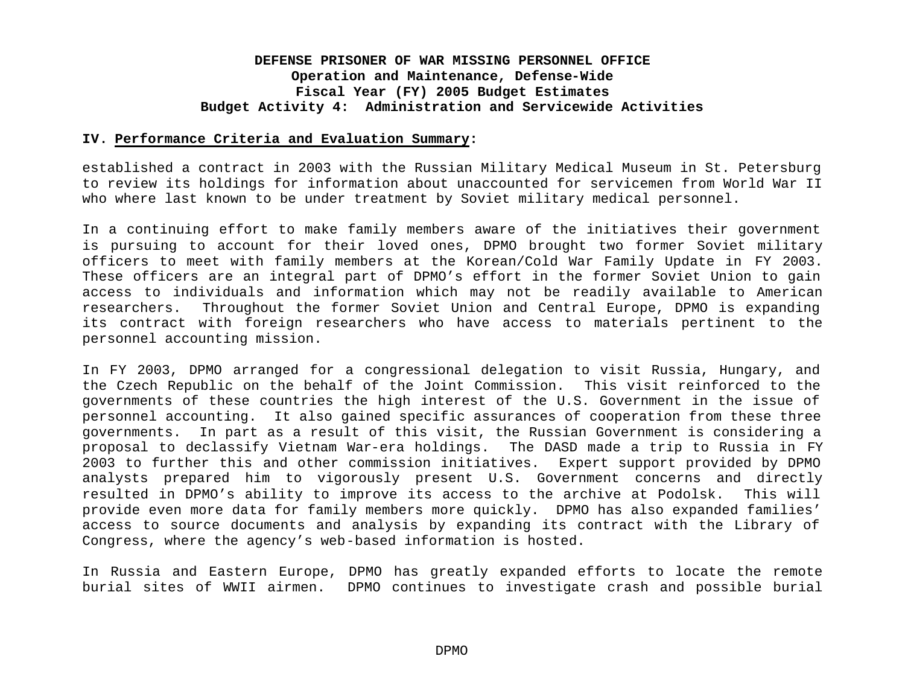**DEFENSE PRISONER OF WAR MISSING PERSONNEL OFFICE**
**Operation and Maintenance, Defense-Wide**
**Fiscal Year (FY) 2005 Budget Estimates**
**Budget Activity 4: Administration and Servicewide Activities**

**IV. Performance Criteria and Evaluation Summary:**

established a contract in 2003 with the Russian Military Medical Museum in St. Petersburg to review its holdings for information about unaccounted for servicemen from World War II who where last known to be under treatment by Soviet military medical personnel.

In a continuing effort to make family members aware of the initiatives their government is pursuing to account for their loved ones, DPMO brought two former Soviet military officers to meet with family members at the Korean/Cold War Family Update in FY 2003. These officers are an integral part of DPMO's effort in the former Soviet Union to gain access to individuals and information which may not be readily available to American researchers. Throughout the former Soviet Union and Central Europe, DPMO is expanding its contract with foreign researchers who have access to materials pertinent to the personnel accounting mission.

In FY 2003, DPMO arranged for a congressional delegation to visit Russia, Hungary, and the Czech Republic on the behalf of the Joint Commission. This visit reinforced to the governments of these countries the high interest of the U.S. Government in the issue of personnel accounting. It also gained specific assurances of cooperation from these three governments. In part as a result of this visit, the Russian Government is considering a proposal to declassify Vietnam War-era holdings. The DASD made a trip to Russia in FY 2003 to further this and other commission initiatives. Expert support provided by DPMO analysts prepared him to vigorously present U.S. Government concerns and directly resulted in DPMO's ability to improve its access to the archive at Podolsk. This will provide even more data for family members more quickly. DPMO has also expanded families' access to source documents and analysis by expanding its contract with the Library of Congress, where the agency's web-based information is hosted.

In Russia and Eastern Europe, DPMO has greatly expanded efforts to locate the remote burial sites of WWII airmen. DPMO continues to investigate crash and possible burial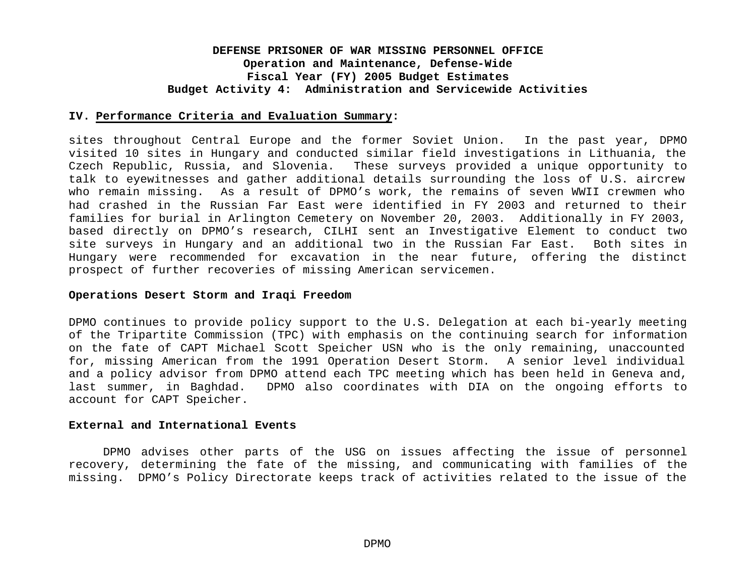**IV. Performance Criteria and Evaluation Summary:**

sites throughout Central Europe and the former Soviet Union. In the past year, DPMO visited 10 sites in Hungary and conducted similar field investigations in Lithuania, the Czech Republic, Russia, and Slovenia. These surveys provided a unique opportunity to talk to eyewitnesses and gather additional details surrounding the loss of U.S. aircrew who remain missing. As a result of DPMO's work, the remains of seven WWII crewmen who had crashed in the Russian Far East were identified in FY 2003 and returned to their families for burial in Arlington Cemetery on November 20, 2003. Additionally in FY 2003, based directly on DPMO's research, CILHI sent an Investigative Element to conduct two site surveys in Hungary and an additional two in the Russian Far East. Both sites in Hungary were recommended for excavation in the near future, offering the distinct prospect of further recoveries of missing American servicemen.

**Operations Desert Storm and Iraqi Freedom**

DPMO continues to provide policy support to the U.S. Delegation at each bi-yearly meeting of the Tripartite Commission (TPC) with emphasis on the continuing search for information on the fate of CAPT Michael Scott Speicher USN who is the only remaining, unaccounted for, missing American from the 1991 Operation Desert Storm. A senior level individual and a policy advisor from DPMO attend each TPC meeting which has been held in Geneva and, last summer, in Baghdad. DPMO also coordinates with DIA on the ongoing efforts to account for CAPT Speicher.

**External and International Events**

DPMO advises other parts of the USG on issues affecting the issue of personnel recovery, determining the fate of the missing, and communicating with families of the missing. DPMO's Policy Directorate keeps track of activities related to the issue of the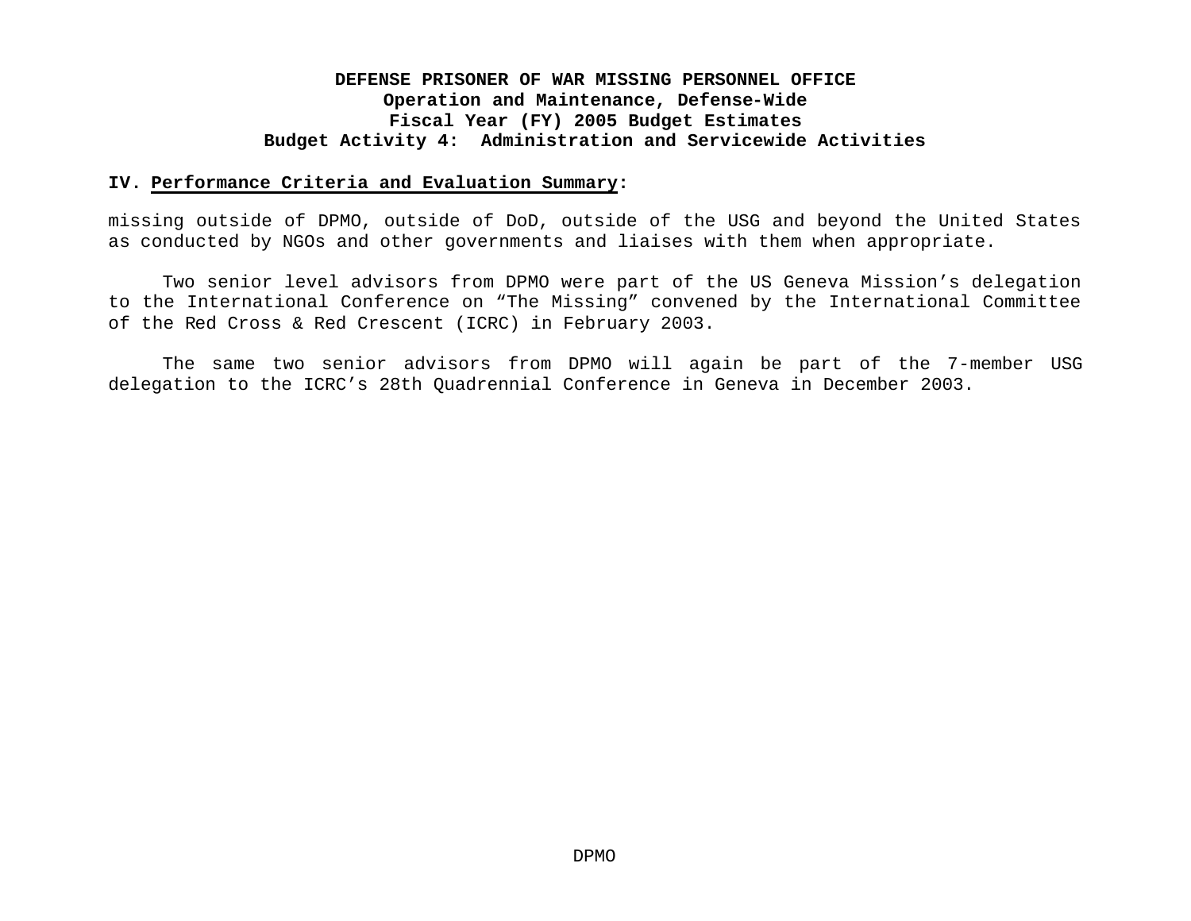**IV. Performance Criteria and Evaluation Summary:**

missing outside of DPMO, outside of DoD, outside of the USG and beyond the United States as conducted by NGOs and other governments and liaises with them when appropriate.

Two senior level advisors from DPMO were part of the US Geneva Mission’s delegation to the International Conference on “The Missing” convened by the International Committee of the Red Cross & Red Crescent (ICRC) in February 2003.

The same two senior advisors from DPMO will again be part of the 7-member USG delegation to the ICRC’s 28th Quadrennial Conference in Geneva in December 2003.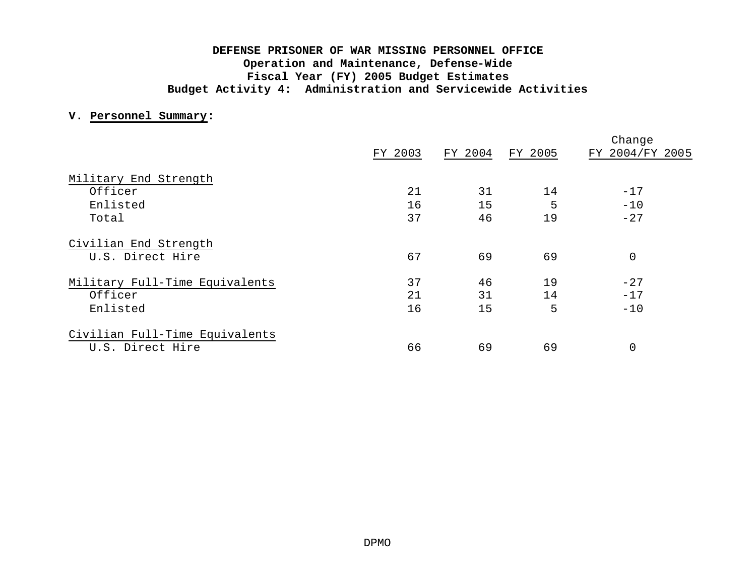**DEFENSE PRISONER OF WAR MISSING PERSONNEL OFFICE**
**Operation and Maintenance, Defense-Wide**
**Fiscal Year (FY) 2005 Budget Estimates**
**Budget Activity 4: Administration and Servicewide Activities**

**V. Personnel Summary:**

| | FY 2003 | FY 2004 | FY 2005 | Change FY 2004/FY 2005 |
|---|---|---|---|---|
| Military End Strength | | | | |
| Officer | 21 | 31 | 14 | -17 |
| Enlisted | 16 | 15 | 5 | -10 |
| Total | 37 | 46 | 19 | -27 |
| Civilian End Strength | | | | |
| U.S. Direct Hire | 67 | 69 | 69 | 0 |
| Military Full-Time Equivalents | 37 | 46 | 19 | -27 |
| Officer | 21 | 31 | 14 | -17 |
| Enlisted | 16 | 15 | 5 | -10 |
| Civilian Full-Time Equivalents | | | | |
| U.S. Direct Hire | 66 | 69 | 69 | 0 |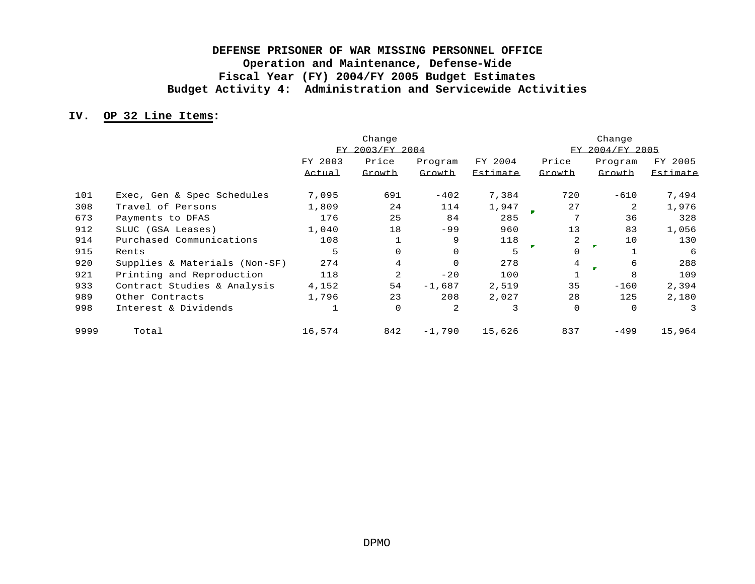# DEFENSE PRISONER OF WAR MISSING PERSONNEL OFFICE
## Operation and Maintenance, Defense-Wide
## Fiscal Year (FY) 2004/FY 2005 Budget Estimates
## Budget Activity 4: Administration and Servicewide Activities

### IV. OP 32 Line Items:

| | | | Change FY 2003/FY 2004 | | | Change FY 2004/FY 2005 | | |
|---|---|---|---|---|---|---|---|---|
| | | FY 2003 Actual | Price Growth | Program Growth | FY 2004 Estimate | Price Growth | Program Growth | FY 2005 Estimate |
| 101 | Exec, Gen & Spec Schedules | 7,095 | 691 | -402 | 7,384 | 720 | -610 | 7,494 |
| 308 | Travel of Persons | 1,809 | 24 | 114 | 1,947 | 27 | 2 | 1,976 |
| 673 | Payments to DFAS | 176 | 25 | 84 | 285 | 7 | 36 | 328 |
| 912 | SLUC (GSA Leases) | 1,040 | 18 | -99 | 960 | 13 | 83 | 1,056 |
| 914 | Purchased Communications | 108 | 1 | 9 | 118 | 2 | 10 | 130 |
| 915 | Rents | 5 | 0 | 0 | 5 | 0 | 1 | 6 |
| 920 | Supplies & Materials (Non-SF) | 274 | 4 | 0 | 278 | 4 | 6 | 288 |
| 921 | Printing and Reproduction | 118 | 2 | -20 | 100 | 1 | 8 | 109 |
| 933 | Contract Studies & Analysis | 4,152 | 54 | -1,687 | 2,519 | 35 | -160 | 2,394 |
| 989 | Other Contracts | 1,796 | 23 | 208 | 2,027 | 28 | 125 | 2,180 |
| 998 | Interest & Dividends | 1 | 0 | 2 | 3 | 0 | 0 | 3 |
| 9999 | Total | 16,574 | 842 | -1,790 | 15,626 | 837 | -499 | 15,964 |

DPMO